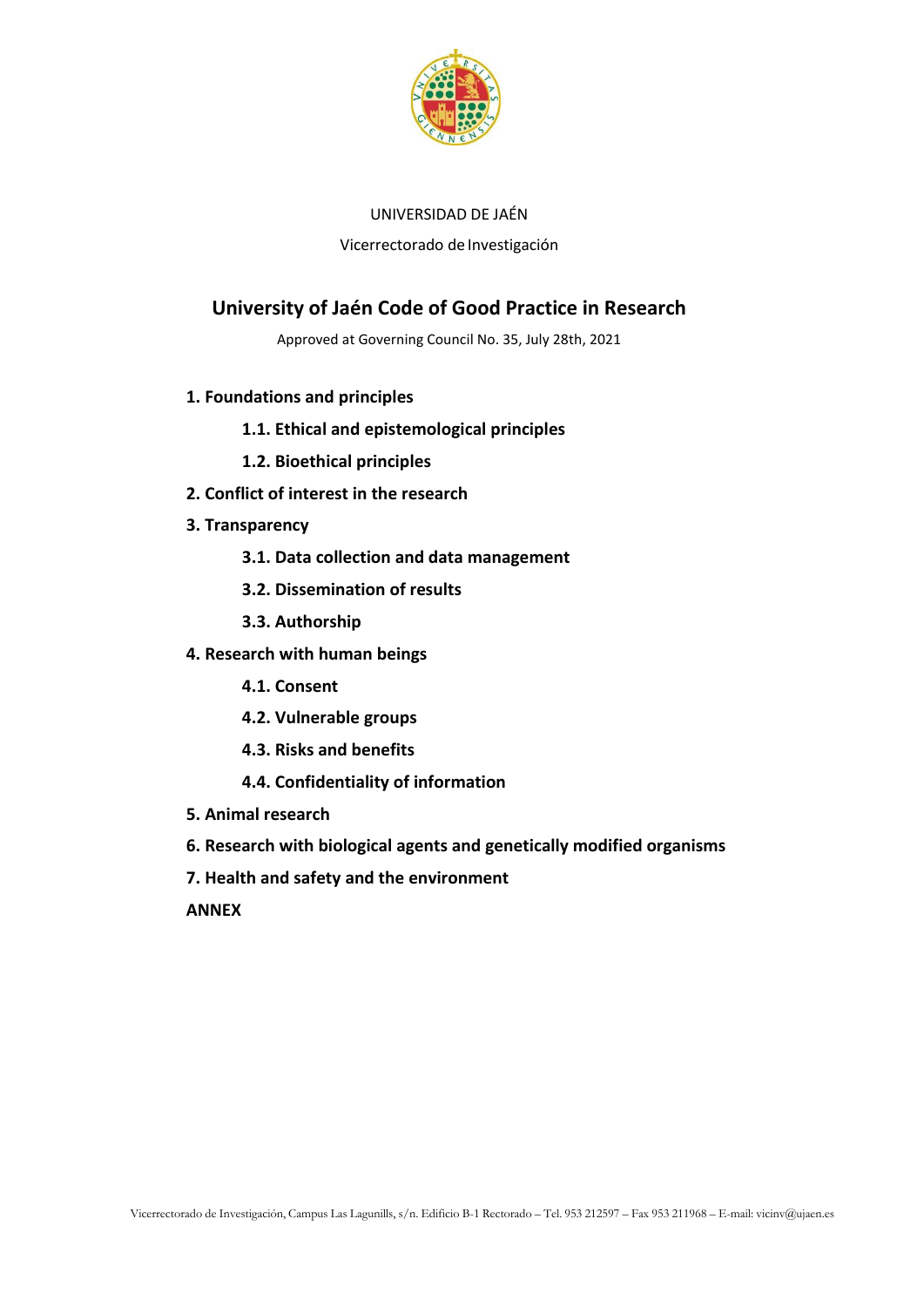UNIVERSIDAD DE JAÉN

Vicerrectorado de Investigación

# University of Jaén Code of Good Practice in Research

Approved at Governing Council No. 35, July 28th, 2021

**1. Foundations and principles**

- **1.1. Ethical and epistemological principles**
- **1.2. Bioethical principles**

**2. Conflict of interest in the research**

**3. Transparency**

- **3.1. Data collection and data management**
- **3.2. Dissemination of results**
- **3.3. Authorship**

**4. Research with human beings**

- **4.1. Consent**
- **4.2. Vulnerable groups**
- **4.3. Risks and benefits**
- **4.4. Confidentiality of information**

**5. Animal research**

**6. Research with biological agents and genetically modified organisms**

**7. Health and safety and the environment**

**ANNEX**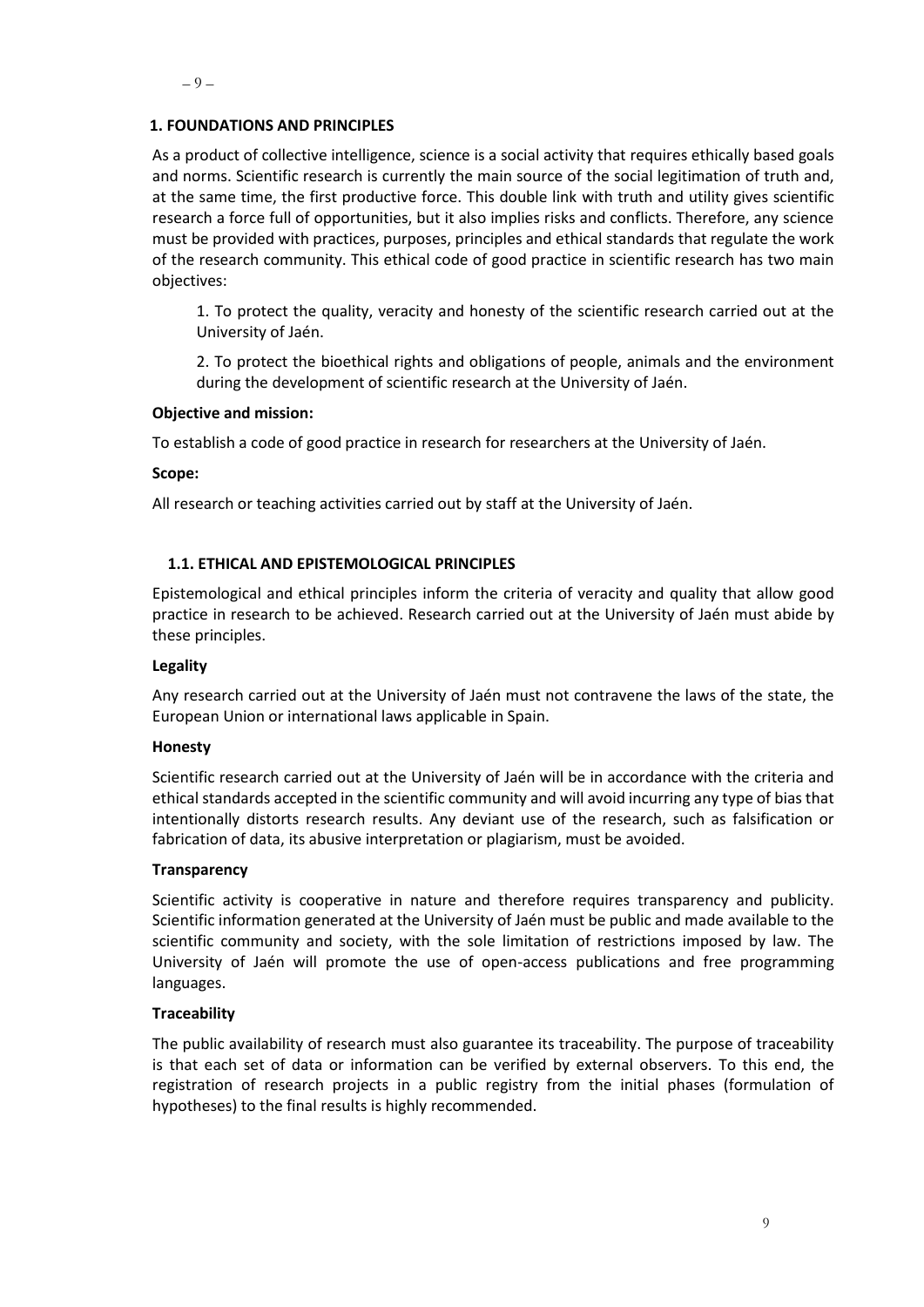## 1. FOUNDATIONS AND PRINCIPLES

As a product of collective intelligence, science is a social activity that requires ethically based goals and norms. Scientific research is currently the main source of the social legitimation of truth and, at the same time, the first productive force. This double link with truth and utility gives scientific research a force full of opportunities, but it also implies risks and conflicts. Therefore, any science must be provided with practices, purposes, principles and ethical standards that regulate the work of the research community. This ethical code of good practice in scientific research has two main objectives:

1. To protect the quality, veracity and honesty of the scientific research carried out at the University of Jaén.

2. To protect the bioethical rights and obligations of people, animals and the environment during the development of scientific research at the University of Jaén.

**Objective and mission:**

To establish a code of good practice in research for researchers at the University of Jaén.

**Scope:**

All research or teaching activities carried out by staff at the University of Jaén.

### 1.1. ETHICAL AND EPISTEMOLOGICAL PRINCIPLES

Epistemological and ethical principles inform the criteria of veracity and quality that allow good practice in research to be achieved. Research carried out at the University of Jaén must abide by these principles.

**Legality**

Any research carried out at the University of Jaén must not contravene the laws of the state, the European Union or international laws applicable in Spain.

**Honesty**

Scientific research carried out at the University of Jaén will be in accordance with the criteria and ethical standards accepted in the scientific community and will avoid incurring any type of bias that intentionally distorts research results. Any deviant use of the research, such as falsification or fabrication of data, its abusive interpretation or plagiarism, must be avoided.

**Transparency**

Scientific activity is cooperative in nature and therefore requires transparency and publicity. Scientific information generated at the University of Jaén must be public and made available to the scientific community and society, with the sole limitation of restrictions imposed by law. The University of Jaén will promote the use of open-access publications and free programming languages.

**Traceability**

The public availability of research must also guarantee its traceability. The purpose of traceability is that each set of data or information can be verified by external observers. To this end, the registration of research projects in a public registry from the initial phases (formulation of hypotheses) to the final results is highly recommended.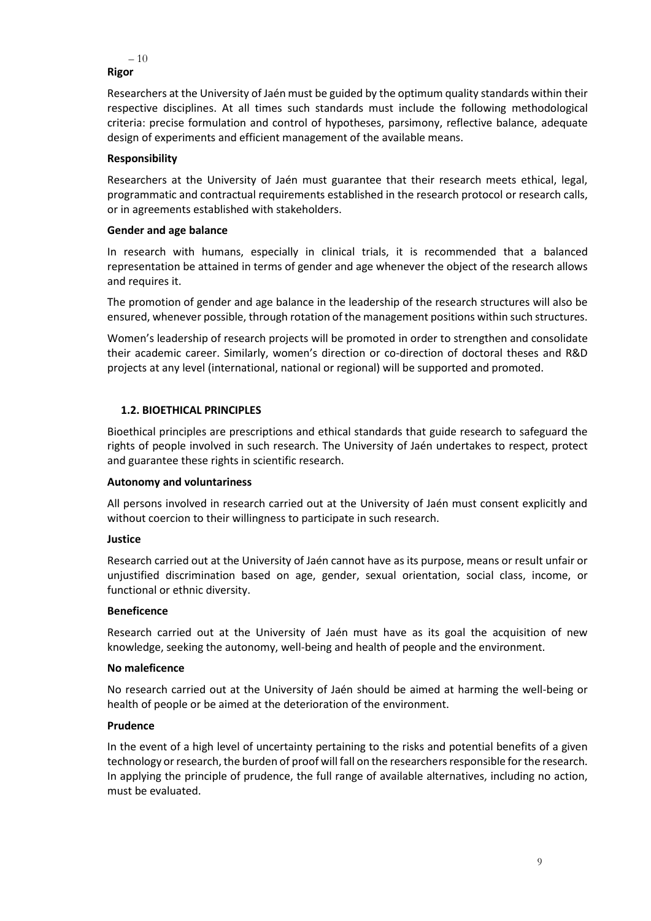### Rigor

Researchers at the University of Jaén must be guided by the optimum quality standards within their respective disciplines. At all times such standards must include the following methodological criteria: precise formulation and control of hypotheses, parsimony, reflective balance, adequate design of experiments and efficient management of the available means.

### Responsibility

Researchers at the University of Jaén must guarantee that their research meets ethical, legal, programmatic and contractual requirements established in the research protocol or research calls, or in agreements established with stakeholders.

### Gender and age balance

In research with humans, especially in clinical trials, it is recommended that a balanced representation be attained in terms of gender and age whenever the object of the research allows and requires it.

The promotion of gender and age balance in the leadership of the research structures will also be ensured, whenever possible, through rotation of the management positions within such structures.

Women's leadership of research projects will be promoted in order to strengthen and consolidate their academic career. Similarly, women's direction or co-direction of doctoral theses and R&D projects at any level (international, national or regional) will be supported and promoted.

## 1.2. BIOETHICAL PRINCIPLES

Bioethical principles are prescriptions and ethical standards that guide research to safeguard the rights of people involved in such research. The University of Jaén undertakes to respect, protect and guarantee these rights in scientific research.

### Autonomy and voluntariness

All persons involved in research carried out at the University of Jaén must consent explicitly and without coercion to their willingness to participate in such research.

### Justice

Research carried out at the University of Jaén cannot have as its purpose, means or result unfair or unjustified discrimination based on age, gender, sexual orientation, social class, income, or functional or ethnic diversity.

### Beneficence

Research carried out at the University of Jaén must have as its goal the acquisition of new knowledge, seeking the autonomy, well-being and health of people and the environment.

### No maleficence

No research carried out at the University of Jaén should be aimed at harming the well-being or health of people or be aimed at the deterioration of the environment.

### Prudence

In the event of a high level of uncertainty pertaining to the risks and potential benefits of a given technology or research, the burden of proof will fall on the researchers responsible for the research. In applying the principle of prudence, the full range of available alternatives, including no action, must be evaluated.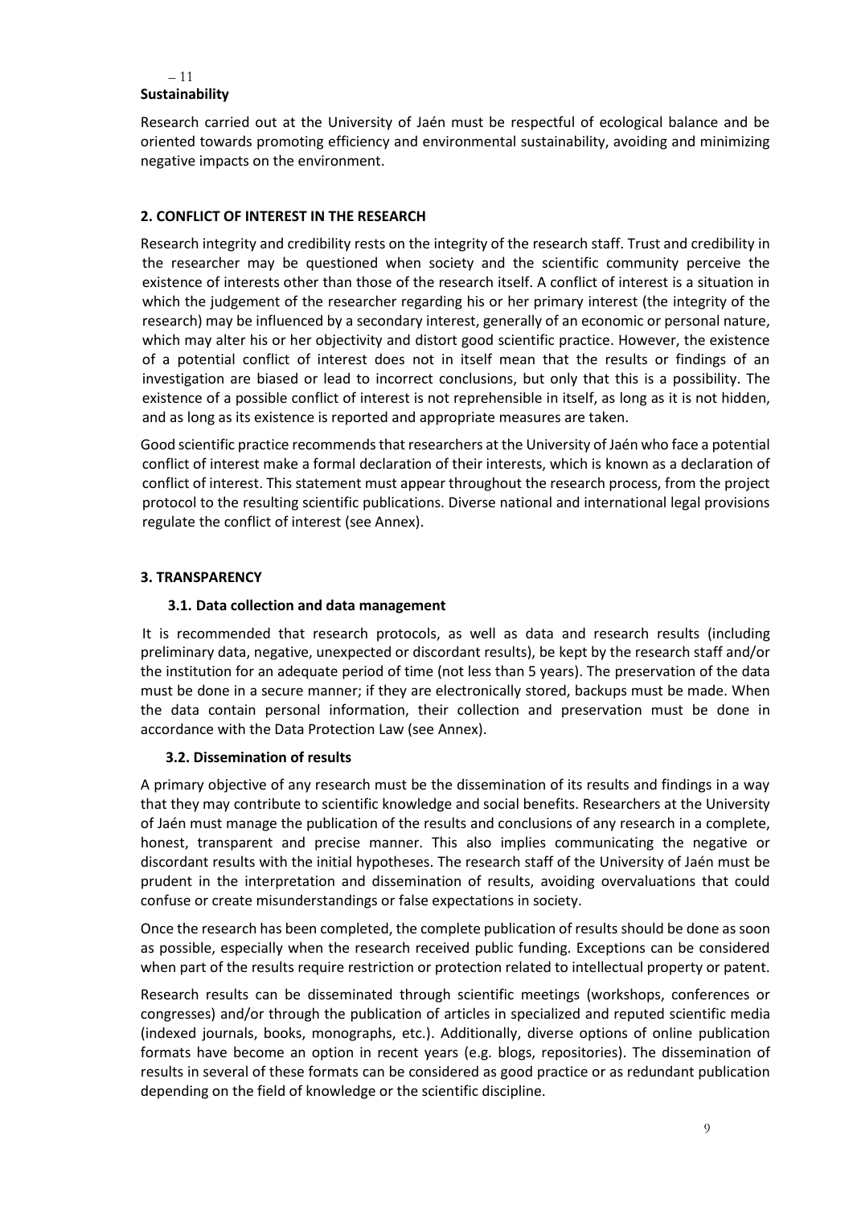– 11
**Sustainability**

Research carried out at the University of Jaén must be respectful of ecological balance and be oriented towards promoting efficiency and environmental sustainability, avoiding and minimizing negative impacts on the environment.

## 2. CONFLICT OF INTEREST IN THE RESEARCH

Research integrity and credibility rests on the integrity of the research staff. Trust and credibility in the researcher may be questioned when society and the scientific community perceive the existence of interests other than those of the research itself. A conflict of interest is a situation in which the judgement of the researcher regarding his or her primary interest (the integrity of the research) may be influenced by a secondary interest, generally of an economic or personal nature, which may alter his or her objectivity and distort good scientific practice. However, the existence of a potential conflict of interest does not in itself mean that the results or findings of an investigation are biased or lead to incorrect conclusions, but only that this is a possibility. The existence of a possible conflict of interest is not reprehensible in itself, as long as it is not hidden, and as long as its existence is reported and appropriate measures are taken.

Good scientific practice recommends that researchers at the University of Jaén who face a potential conflict of interest make a formal declaration of their interests, which is known as a declaration of conflict of interest. This statement must appear throughout the research process, from the project protocol to the resulting scientific publications. Diverse national and international legal provisions regulate the conflict of interest (see Annex).

## 3. TRANSPARENCY

### 3.1. Data collection and data management

It is recommended that research protocols, as well as data and research results (including preliminary data, negative, unexpected or discordant results), be kept by the research staff and/or the institution for an adequate period of time (not less than 5 years). The preservation of the data must be done in a secure manner; if they are electronically stored, backups must be made. When the data contain personal information, their collection and preservation must be done in accordance with the Data Protection Law (see Annex).

### 3.2. Dissemination of results

A primary objective of any research must be the dissemination of its results and findings in a way that they may contribute to scientific knowledge and social benefits. Researchers at the University of Jaén must manage the publication of the results and conclusions of any research in a complete, honest, transparent and precise manner. This also implies communicating the negative or discordant results with the initial hypotheses. The research staff of the University of Jaén must be prudent in the interpretation and dissemination of results, avoiding overvaluations that could confuse or create misunderstandings or false expectations in society.

Once the research has been completed, the complete publication of results should be done as soon as possible, especially when the research received public funding. Exceptions can be considered when part of the results require restriction or protection related to intellectual property or patent.

Research results can be disseminated through scientific meetings (workshops, conferences or congresses) and/or through the publication of articles in specialized and reputed scientific media (indexed journals, books, monographs, etc.). Additionally, diverse options of online publication formats have become an option in recent years (e.g. blogs, repositories). The dissemination of results in several of these formats can be considered as good practice or as redundant publication depending on the field of knowledge or the scientific discipline.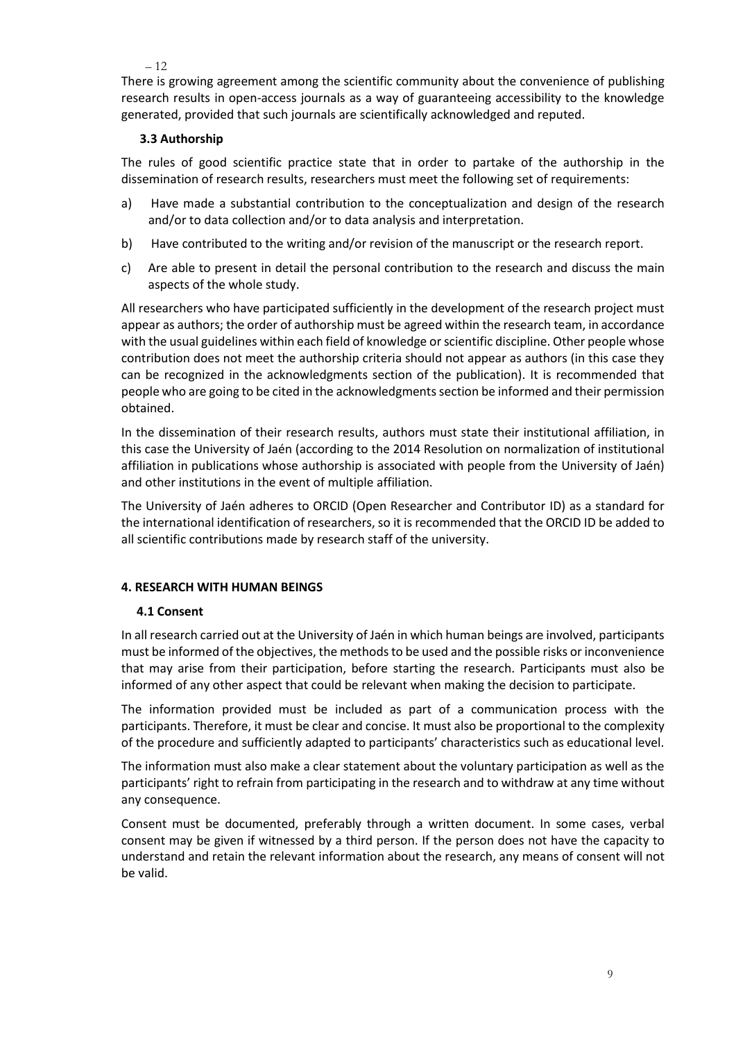– 12

There is growing agreement among the scientific community about the convenience of publishing research results in open-access journals as a way of guaranteeing accessibility to the knowledge generated, provided that such journals are scientifically acknowledged and reputed.

### 3.3 Authorship

The rules of good scientific practice state that in order to partake of the authorship in the dissemination of research results, researchers must meet the following set of requirements:

a) Have made a substantial contribution to the conceptualization and design of the research and/or to data collection and/or to data analysis and interpretation.

b) Have contributed to the writing and/or revision of the manuscript or the research report.

c) Are able to present in detail the personal contribution to the research and discuss the main aspects of the whole study.

All researchers who have participated sufficiently in the development of the research project must appear as authors; the order of authorship must be agreed within the research team, in accordance with the usual guidelines within each field of knowledge or scientific discipline. Other people whose contribution does not meet the authorship criteria should not appear as authors (in this case they can be recognized in the acknowledgments section of the publication). It is recommended that people who are going to be cited in the acknowledgments section be informed and their permission obtained.

In the dissemination of their research results, authors must state their institutional affiliation, in this case the University of Jaén (according to the 2014 Resolution on normalization of institutional affiliation in publications whose authorship is associated with people from the University of Jaén) and other institutions in the event of multiple affiliation.

The University of Jaén adheres to ORCID (Open Researcher and Contributor ID) as a standard for the international identification of researchers, so it is recommended that the ORCID ID be added to all scientific contributions made by research staff of the university.

## 4. RESEARCH WITH HUMAN BEINGS

### 4.1 Consent

In all research carried out at the University of Jaén in which human beings are involved, participants must be informed of the objectives, the methods to be used and the possible risks or inconvenience that may arise from their participation, before starting the research. Participants must also be informed of any other aspect that could be relevant when making the decision to participate.

The information provided must be included as part of a communication process with the participants. Therefore, it must be clear and concise. It must also be proportional to the complexity of the procedure and sufficiently adapted to participants' characteristics such as educational level.

The information must also make a clear statement about the voluntary participation as well as the participants' right to refrain from participating in the research and to withdraw at any time without any consequence.

Consent must be documented, preferably through a written document. In some cases, verbal consent may be given if witnessed by a third person. If the person does not have the capacity to understand and retain the relevant information about the research, any means of consent will not be valid.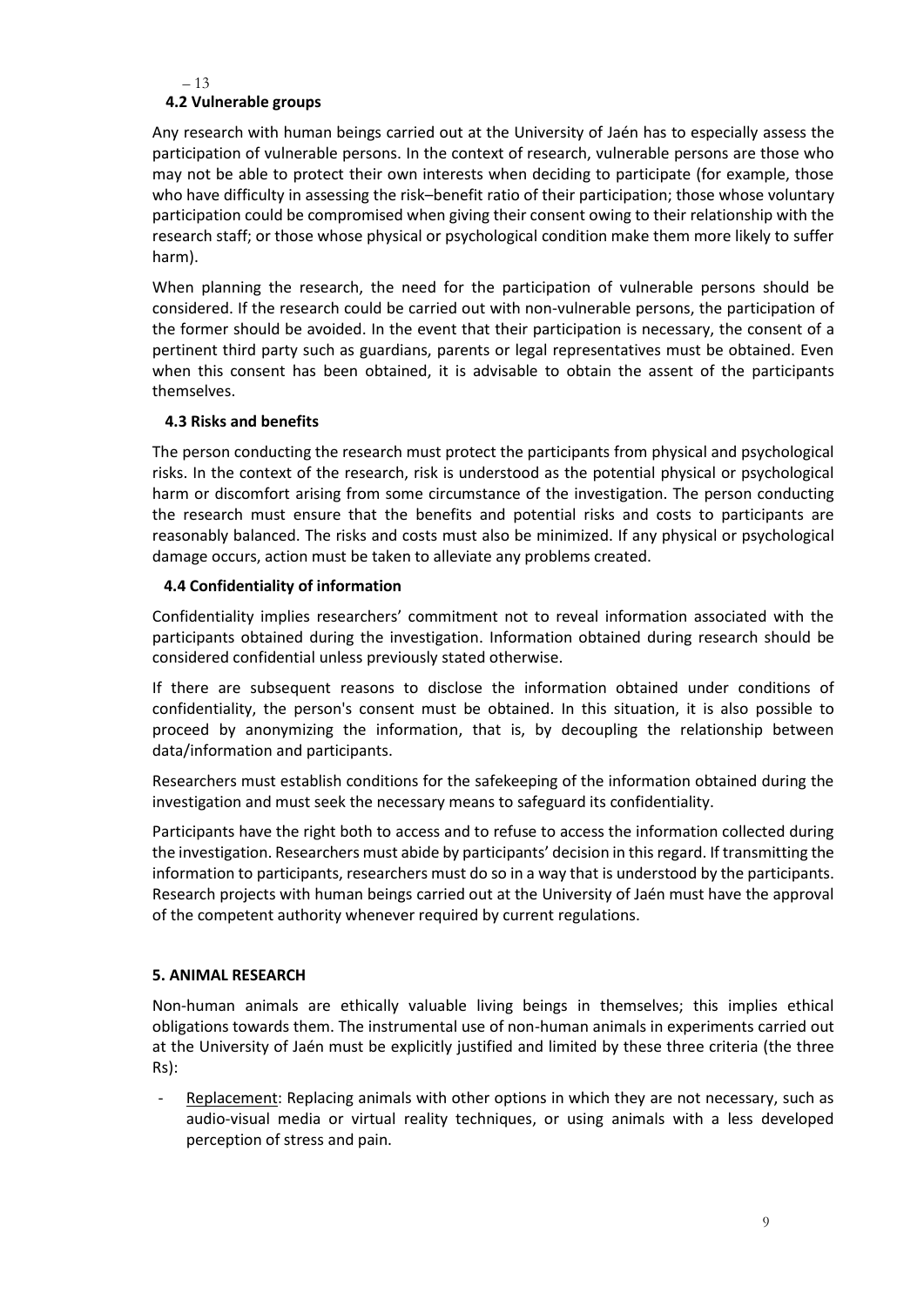### 4.2 Vulnerable groups

Any research with human beings carried out at the University of Jaén has to especially assess the participation of vulnerable persons. In the context of research, vulnerable persons are those who may not be able to protect their own interests when deciding to participate (for example, those who have difficulty in assessing the risk–benefit ratio of their participation; those whose voluntary participation could be compromised when giving their consent owing to their relationship with the research staff; or those whose physical or psychological condition make them more likely to suffer harm).

When planning the research, the need for the participation of vulnerable persons should be considered. If the research could be carried out with non-vulnerable persons, the participation of the former should be avoided. In the event that their participation is necessary, the consent of a pertinent third party such as guardians, parents or legal representatives must be obtained. Even when this consent has been obtained, it is advisable to obtain the assent of the participants themselves.

### 4.3 Risks and benefits

The person conducting the research must protect the participants from physical and psychological risks. In the context of the research, risk is understood as the potential physical or psychological harm or discomfort arising from some circumstance of the investigation. The person conducting the research must ensure that the benefits and potential risks and costs to participants are reasonably balanced. The risks and costs must also be minimized. If any physical or psychological damage occurs, action must be taken to alleviate any problems created.

### 4.4 Confidentiality of information

Confidentiality implies researchers' commitment not to reveal information associated with the participants obtained during the investigation. Information obtained during research should be considered confidential unless previously stated otherwise.

If there are subsequent reasons to disclose the information obtained under conditions of confidentiality, the person's consent must be obtained. In this situation, it is also possible to proceed by anonymizing the information, that is, by decoupling the relationship between data/information and participants.

Researchers must establish conditions for the safekeeping of the information obtained during the investigation and must seek the necessary means to safeguard its confidentiality.

Participants have the right both to access and to refuse to access the information collected during the investigation. Researchers must abide by participants' decision in this regard. If transmitting the information to participants, researchers must do so in a way that is understood by the participants. Research projects with human beings carried out at the University of Jaén must have the approval of the competent authority whenever required by current regulations.

## 5. ANIMAL RESEARCH

Non-human animals are ethically valuable living beings in themselves; this implies ethical obligations towards them. The instrumental use of non-human animals in experiments carried out at the University of Jaén must be explicitly justified and limited by these three criteria (the three Rs):

- Replacement: Replacing animals with other options in which they are not necessary, such as audio-visual media or virtual reality techniques, or using animals with a less developed perception of stress and pain.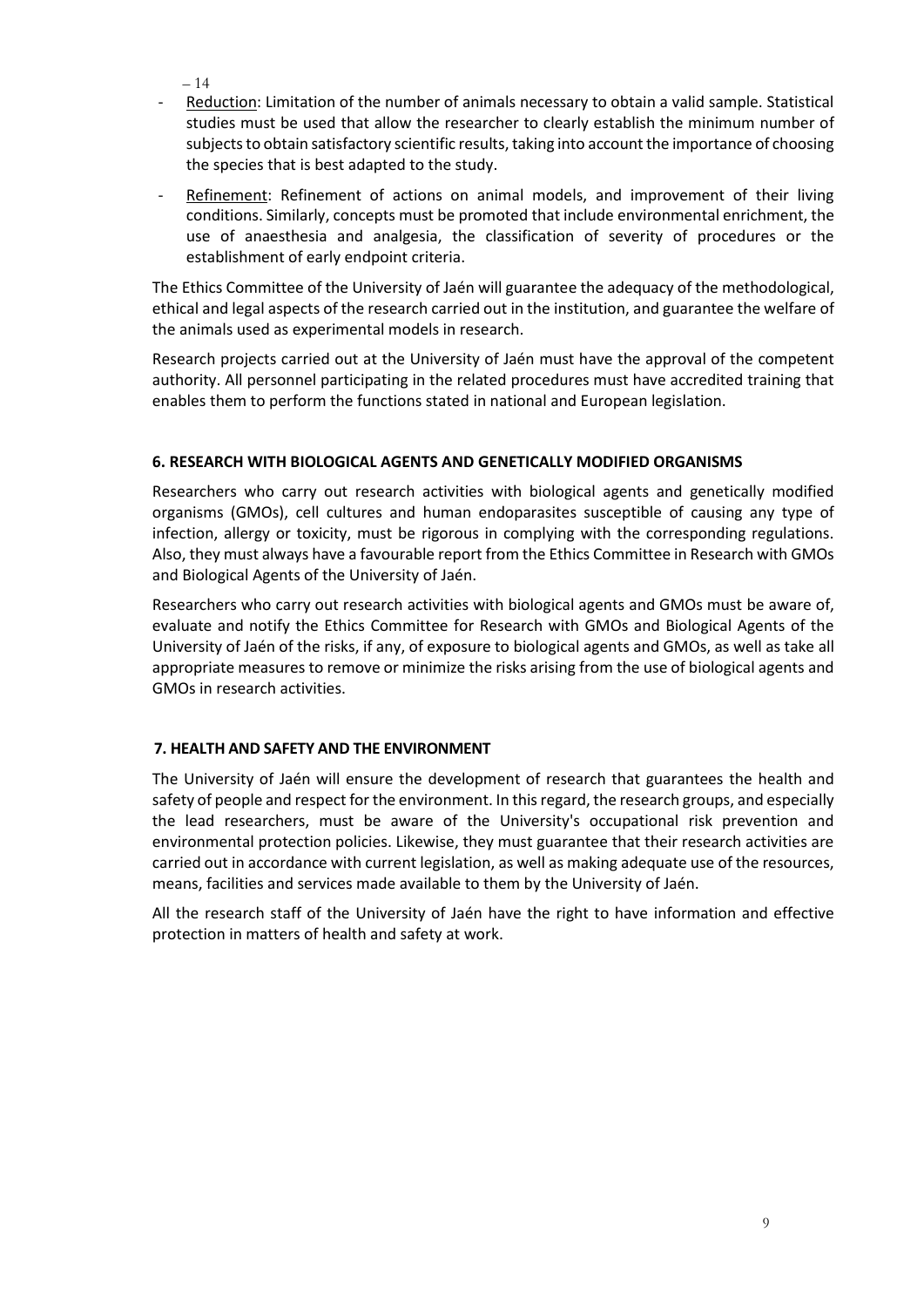- Reduction: Limitation of the number of animals necessary to obtain a valid sample. Statistical studies must be used that allow the researcher to clearly establish the minimum number of subjects to obtain satisfactory scientific results, taking into account the importance of choosing the species that is best adapted to the study.
- Refinement: Refinement of actions on animal models, and improvement of their living conditions. Similarly, concepts must be promoted that include environmental enrichment, the use of anaesthesia and analgesia, the classification of severity of procedures or the establishment of early endpoint criteria.

The Ethics Committee of the University of Jaén will guarantee the adequacy of the methodological, ethical and legal aspects of the research carried out in the institution, and guarantee the welfare of the animals used as experimental models in research.

Research projects carried out at the University of Jaén must have the approval of the competent authority. All personnel participating in the related procedures must have accredited training that enables them to perform the functions stated in national and European legislation.

## 6. RESEARCH WITH BIOLOGICAL AGENTS AND GENETICALLY MODIFIED ORGANISMS

Researchers who carry out research activities with biological agents and genetically modified organisms (GMOs), cell cultures and human endoparasites susceptible of causing any type of infection, allergy or toxicity, must be rigorous in complying with the corresponding regulations. Also, they must always have a favourable report from the Ethics Committee in Research with GMOs and Biological Agents of the University of Jaén.

Researchers who carry out research activities with biological agents and GMOs must be aware of, evaluate and notify the Ethics Committee for Research with GMOs and Biological Agents of the University of Jaén of the risks, if any, of exposure to biological agents and GMOs, as well as take all appropriate measures to remove or minimize the risks arising from the use of biological agents and GMOs in research activities.

## 7. HEALTH AND SAFETY AND THE ENVIRONMENT

The University of Jaén will ensure the development of research that guarantees the health and safety of people and respect for the environment. In this regard, the research groups, and especially the lead researchers, must be aware of the University's occupational risk prevention and environmental protection policies. Likewise, they must guarantee that their research activities are carried out in accordance with current legislation, as well as making adequate use of the resources, means, facilities and services made available to them by the University of Jaén.

All the research staff of the University of Jaén have the right to have information and effective protection in matters of health and safety at work.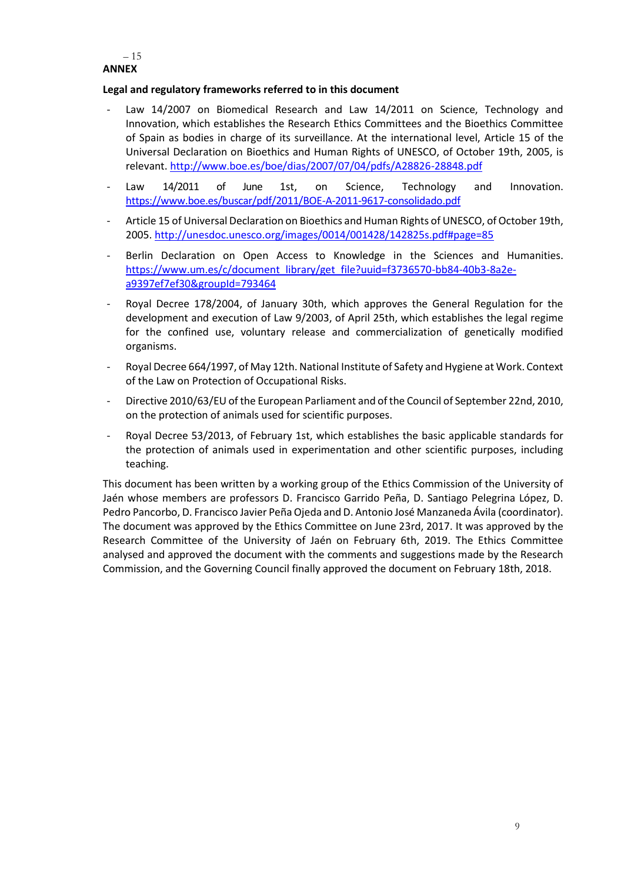## ANNEX

### Legal and regulatory frameworks referred to in this document

- Law 14/2007 on Biomedical Research and Law 14/2011 on Science, Technology and Innovation, which establishes the Research Ethics Committees and the Bioethics Committee of Spain as bodies in charge of its surveillance. At the international level, Article 15 of the Universal Declaration on Bioethics and Human Rights of UNESCO, of October 19th, 2005, is relevant. http://www.boe.es/boe/dias/2007/07/04/pdfs/A28826-28848.pdf
- Law 14/2011 of June 1st, on Science, Technology and Innovation. https://www.boe.es/buscar/pdf/2011/BOE-A-2011-9617-consolidado.pdf
- Article 15 of Universal Declaration on Bioethics and Human Rights of UNESCO, of October 19th, 2005. http://unesdoc.unesco.org/images/0014/001428/142825s.pdf#page=85
- Berlin Declaration on Open Access to Knowledge in the Sciences and Humanities. https://www.um.es/c/document_library/get_file?uuid=f3736570-bb84-40b3-8a2e-a9397ef7ef30&groupId=793464
- Royal Decree 178/2004, of January 30th, which approves the General Regulation for the development and execution of Law 9/2003, of April 25th, which establishes the legal regime for the confined use, voluntary release and commercialization of genetically modified organisms.
- Royal Decree 664/1997, of May 12th. National Institute of Safety and Hygiene at Work. Context of the Law on Protection of Occupational Risks.
- Directive 2010/63/EU of the European Parliament and of the Council of September 22nd, 2010, on the protection of animals used for scientific purposes.
- Royal Decree 53/2013, of February 1st, which establishes the basic applicable standards for the protection of animals used in experimentation and other scientific purposes, including teaching.

This document has been written by a working group of the Ethics Commission of the University of Jaén whose members are professors D. Francisco Garrido Peña, D. Santiago Pelegrina López, D. Pedro Pancorbo, D. Francisco Javier Peña Ojeda and D. Antonio José Manzaneda Ávila (coordinator). The document was approved by the Ethics Committee on June 23rd, 2017. It was approved by the Research Committee of the University of Jaén on February 6th, 2019. The Ethics Committee analysed and approved the document with the comments and suggestions made by the Research Commission, and the Governing Council finally approved the document on February 18th, 2018.